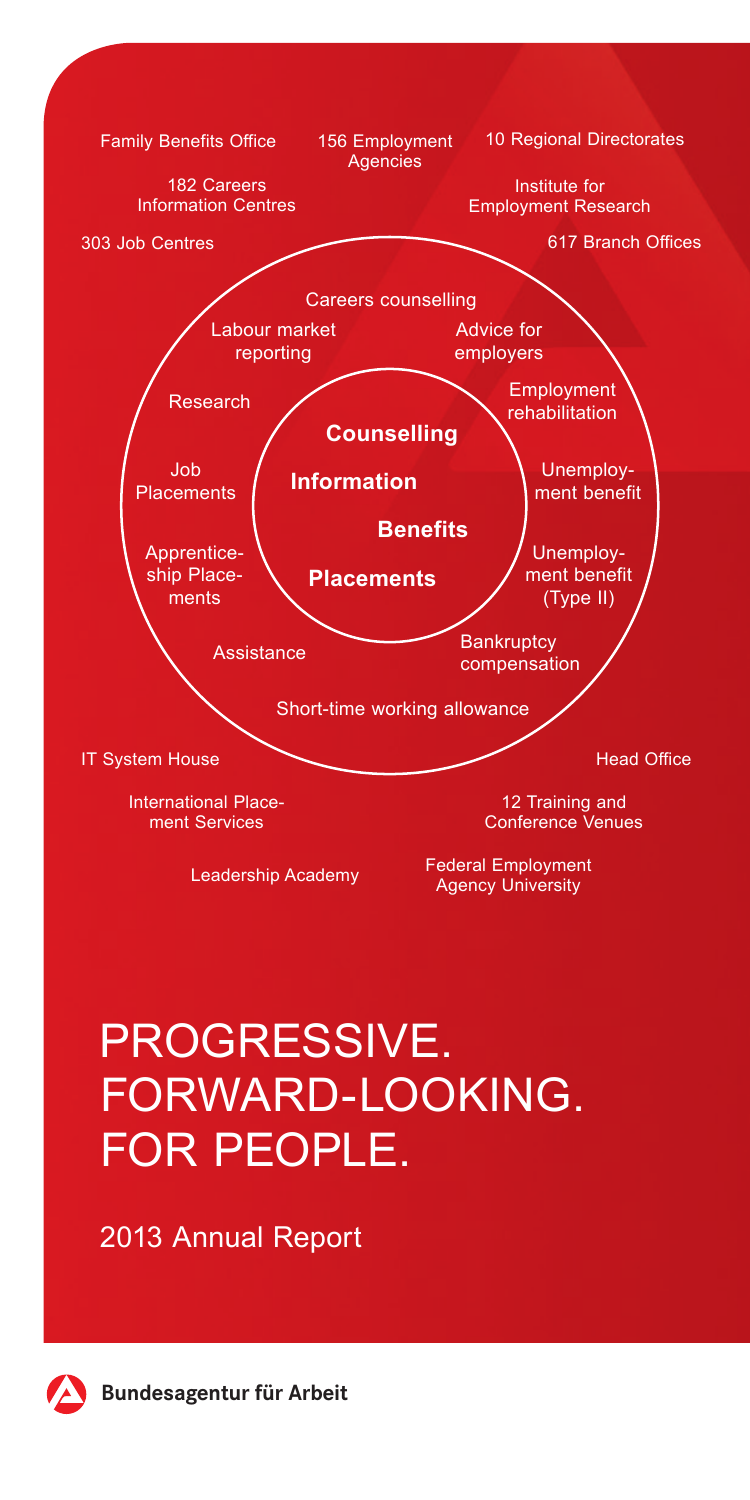Family Benefits Office

156 Employment Agencies

10 Regional Directorates

182 Careers Information Centres

Institute for Employment Research

303 Job Centres

617 Branch Offices

Careers counselling

Labour market reporting

Advice for employers

Research

Employment rehabilitation

**Counselling**

Job Placements

**Information**

Unemployment benefit

**Benefits**

Apprenticeship Placements

**Placements**

Unemployment benefit (Type II)

Assistance

Bankruptcy compensation

Short-time working allowance

IT System House

Head Office

International Placement Services

12 Training and Conference Venues

Leadership Academy

Federal Employment Agency University

# PROGRESSIVE. FORWARD-LOOKING. FOR PEOPLE.

## 2013 Annual Report

**Bundesagentur für Arbeit**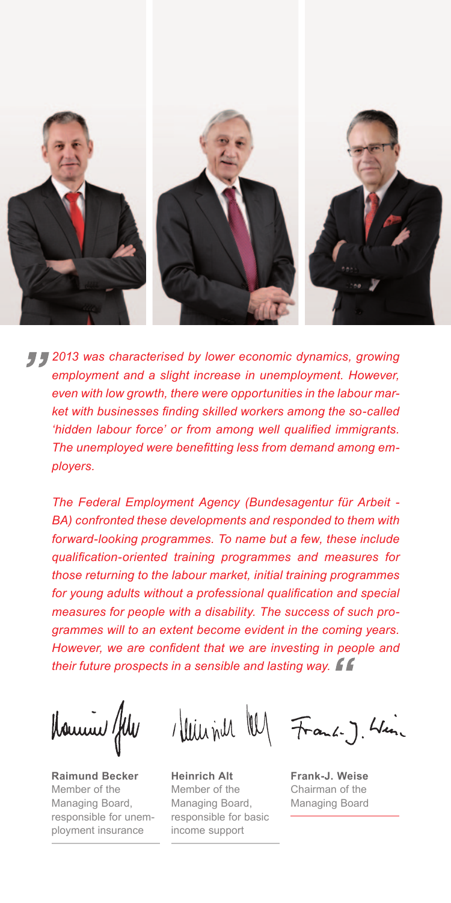*"2013 was characterised by lower economic dynamics, growing employment and a slight increase in unemployment. However, even with low growth, there were opportunities in the labour market with businesses finding skilled workers among the so-called 'hidden labour force' or from among well qualified immigrants. The unemployed were benefitting less from demand among employers.*

*The Federal Employment Agency (Bundesagentur für Arbeit - BA) confronted these developments and responded to them with forward-looking programmes. To name but a few, these include qualification-oriented training programmes and measures for those returning to the labour market, initial training programmes for young adults without a professional qualification and special measures for people with a disability. The success of such programmes will to an extent become evident in the coming years. However, we are confident that we are investing in people and their future prospects in a sensible and lasting way."*

**Raimund Becker**
Member of the Managing Board, responsible for unemployment insurance

**Heinrich Alt**
Member of the Managing Board, responsible for basic income support

**Frank-J. Weise**
Chairman of the Managing Board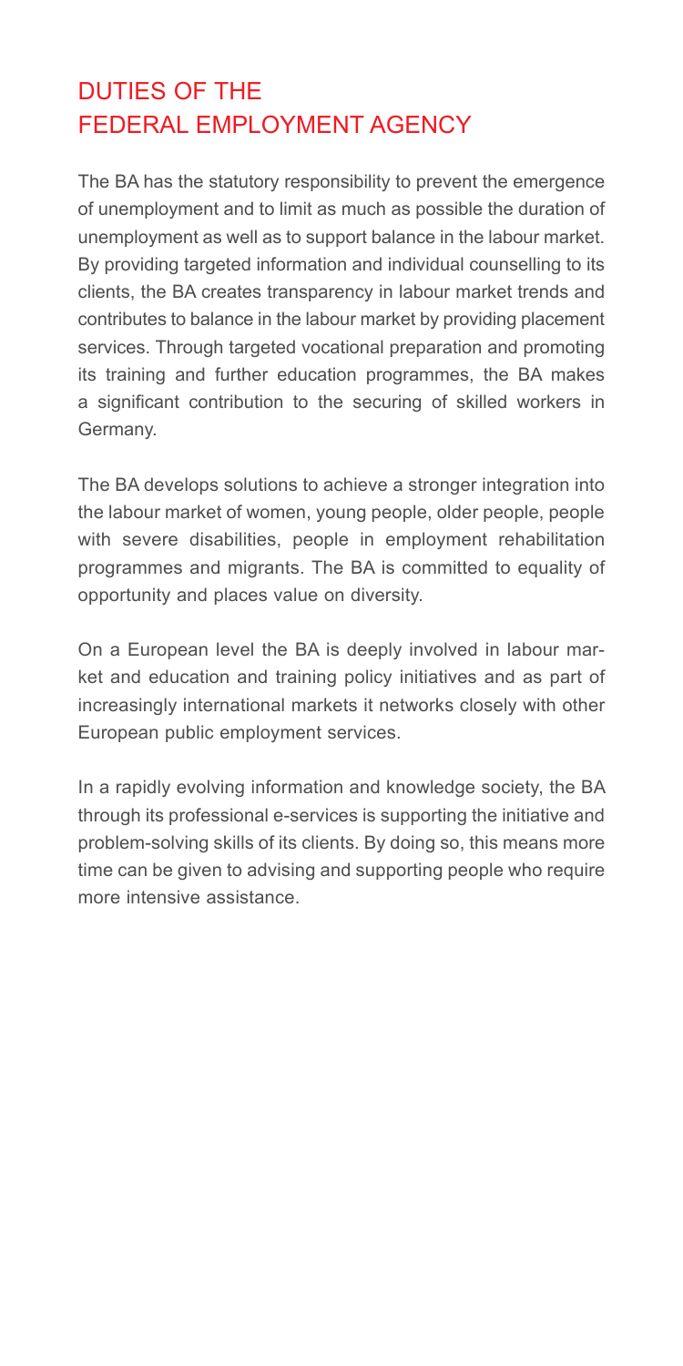# DUTIES OF THE FEDERAL EMPLOYMENT AGENCY

The BA has the statutory responsibility to prevent the emergence of unemployment and to limit as much as possible the duration of unemployment as well as to support balance in the labour market. By providing targeted information and individual counselling to its clients, the BA creates transparency in labour market trends and contributes to balance in the labour market by providing placement services. Through targeted vocational preparation and promoting its training and further education programmes, the BA makes a significant contribution to the securing of skilled workers in Germany.

The BA develops solutions to achieve a stronger integration into the labour market of women, young people, older people, people with severe disabilities, people in employment rehabilitation programmes and migrants. The BA is committed to equality of opportunity and places value on diversity.

On a European level the BA is deeply involved in labour market and education and training policy initiatives and as part of increasingly international markets it networks closely with other European public employment services.

In a rapidly evolving information and knowledge society, the BA through its professional e-services is supporting the initiative and problem-solving skills of its clients. By doing so, this means more time can be given to advising and supporting people who require more intensive assistance.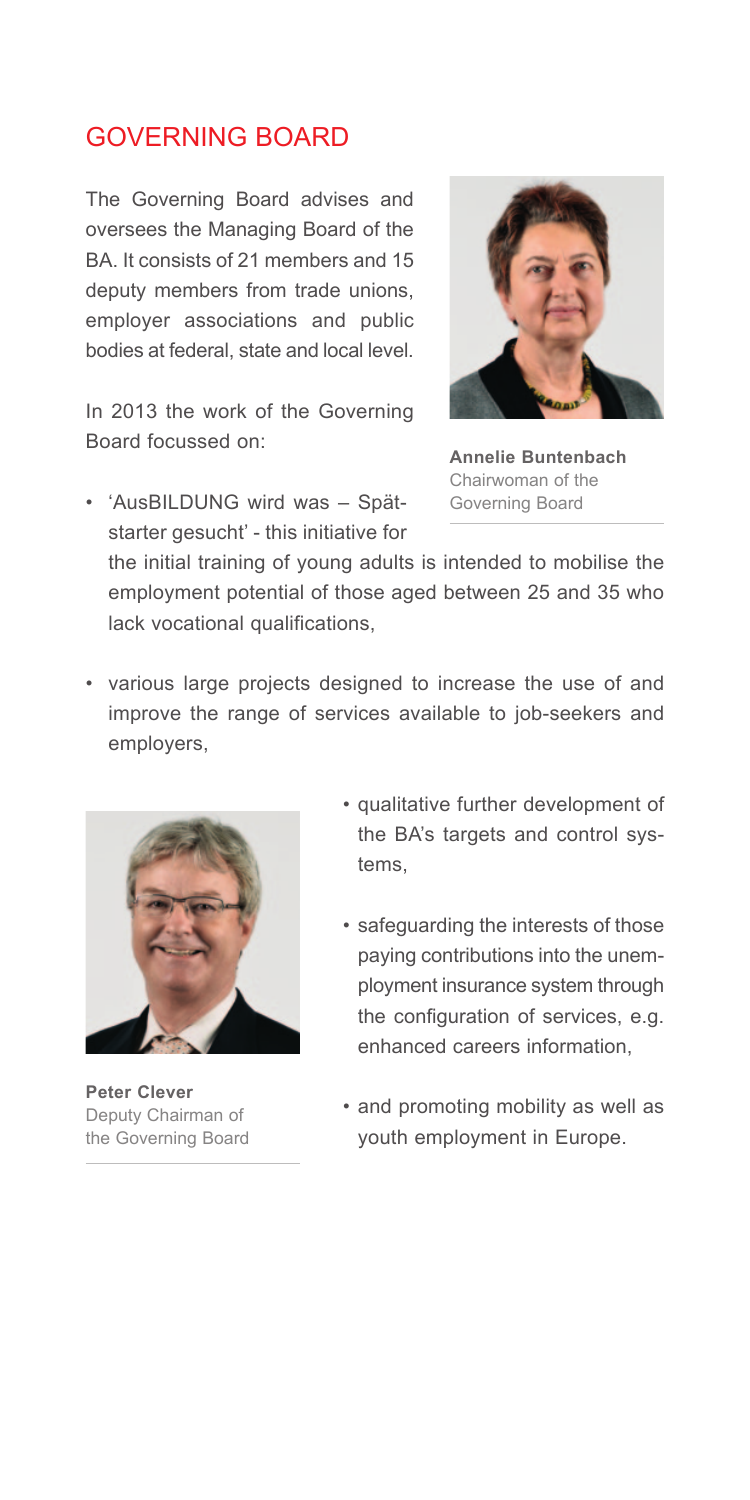## GOVERNING BOARD

The Governing Board advises and oversees the Managing Board of the BA. It consists of 21 members and 15 deputy members from trade unions, employer associations and public bodies at federal, state and local level.

**Annelie Buntenbach**
Chairwoman of the Governing Board

In 2013 the work of the Governing Board focussed on:

- 'AusBILDUNG wird was – Spätstarter gesucht' - this initiative for the initial training of young adults is intended to mobilise the employment potential of those aged between 25 and 35 who lack vocational qualifications,
- various large projects designed to increase the use of and improve the range of services available to job-seekers and employers,
- qualitative further development of the BA's targets and control systems,
- safeguarding the interests of those paying contributions into the unemployment insurance system through the configuration of services, e.g. enhanced careers information,
- and promoting mobility as well as youth employment in Europe.

**Peter Clever**
Deputy Chairman of the Governing Board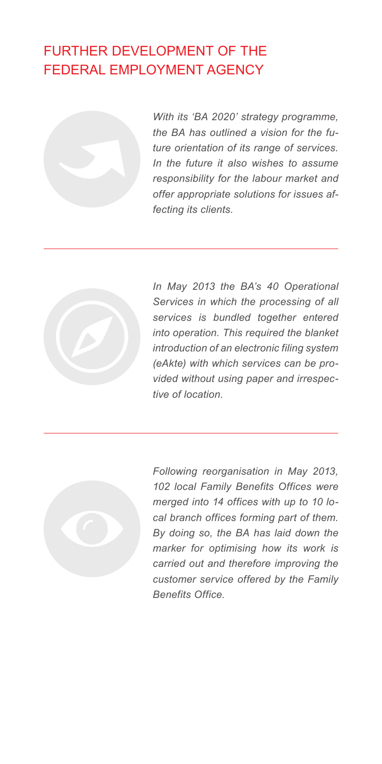## FURTHER DEVELOPMENT OF THE FEDERAL EMPLOYMENT AGENCY

*With its 'BA 2020' strategy programme, the BA has outlined a vision for the future orientation of its range of services. In the future it also wishes to assume responsibility for the labour market and offer appropriate solutions for issues affecting its clients.*

---

*In May 2013 the BA's 40 Operational Services in which the processing of all services is bundled together entered into operation. This required the blanket introduction of an electronic filing system (eAkte) with which services can be provided without using paper and irrespective of location.*

---

*Following reorganisation in May 2013, 102 local Family Benefits Offices were merged into 14 offices with up to 10 local branch offices forming part of them. By doing so, the BA has laid down the marker for optimising how its work is carried out and therefore improving the customer service offered by the Family Benefits Office.*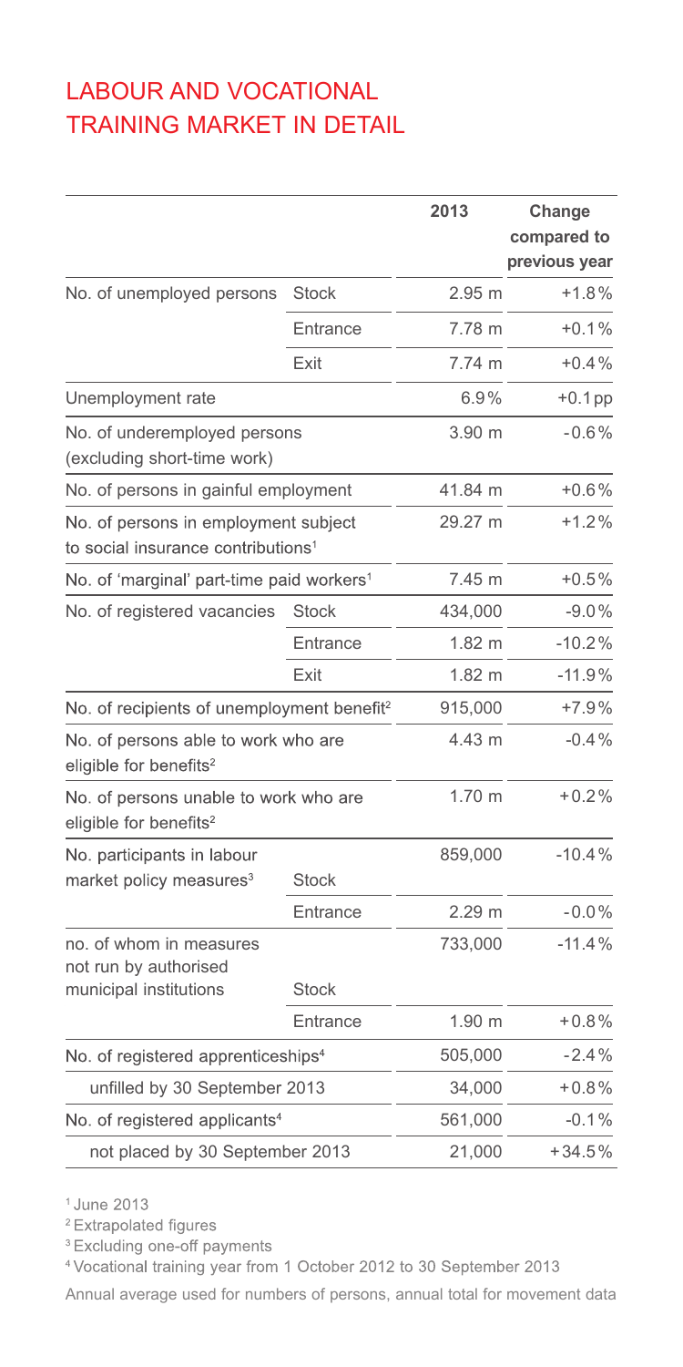# LABOUR AND VOCATIONAL TRAINING MARKET IN DETAIL

| | | 2013 | Change compared to previous year |
|---|---|---|---|
| No. of unemployed persons | Stock | 2.95 m | +1.8% |
| | Entrance | 7.78 m | +0.1% |
| | Exit | 7.74 m | +0.4% |
| Unemployment rate | | 6.9% | +0.1 pp |
| No. of underemployed persons (excluding short-time work) | | 3.90 m | -0.6% |
| No. of persons in gainful employment | | 41.84 m | +0.6% |
| No. of persons in employment subject to social insurance contributions[1] | | 29.27 m | +1.2% |
| No. of 'marginal' part-time paid workers[1] | | 7.45 m | +0.5% |
| No. of registered vacancies | Stock | 434,000 | -9.0% |
| | Entrance | 1.82 m | -10.2% |
| | Exit | 1.82 m | -11.9% |
| No. of recipients of unemployment benefit[2] | | 915,000 | +7.9% |
| No. of persons able to work who are eligible for benefits[2] | | 4.43 m | -0.4% |
| No. of persons unable to work who are eligible for benefits[2] | | 1.70 m | +0.2% |
| No. participants in labour market policy measures[3] | Stock | 859,000 | -10.4% |
| | Entrance | 2.29 m | -0.0% |
| no. of whom in measures not run by authorised municipal institutions | Stock | 733,000 | -11.4% |
| | Entrance | 1.90 m | +0.8% |
| No. of registered apprenticeships[4] | | 505,000 | -2.4% |
| unfilled by 30 September 2013 | | 34,000 | +0.8% |
| No. of registered applicants[4] | | 561,000 | -0.1% |
| not placed by 30 September 2013 | | 21,000 | +34.5% |

[1] June 2013

[2] Extrapolated figures

[3] Excluding one-off payments

[4] Vocational training year from 1 October 2012 to 30 September 2013

Annual average used for numbers of persons, annual total for movement data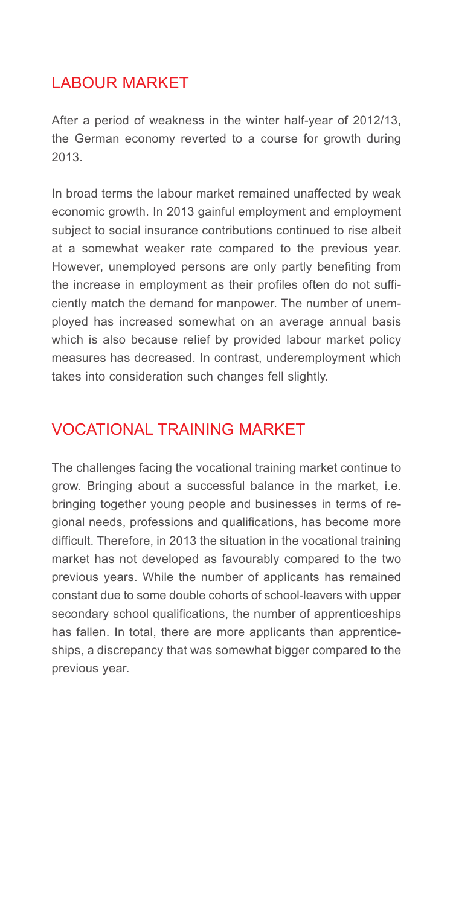## LABOUR MARKET

After a period of weakness in the winter half-year of 2012/13, the German economy reverted to a course for growth during 2013.

In broad terms the labour market remained unaffected by weak economic growth. In 2013 gainful employment and employment subject to social insurance contributions continued to rise albeit at a somewhat weaker rate compared to the previous year. However, unemployed persons are only partly benefiting from the increase in employment as their profiles often do not sufficiently match the demand for manpower. The number of unemployed has increased somewhat on an average annual basis which is also because relief by provided labour market policy measures has decreased. In contrast, underemployment which takes into consideration such changes fell slightly.

## VOCATIONAL TRAINING MARKET

The challenges facing the vocational training market continue to grow. Bringing about a successful balance in the market, i.e. bringing together young people and businesses in terms of regional needs, professions and qualifications, has become more difficult. Therefore, in 2013 the situation in the vocational training market has not developed as favourably compared to the two previous years. While the number of applicants has remained constant due to some double cohorts of school-leavers with upper secondary school qualifications, the number of apprenticeships has fallen. In total, there are more applicants than apprenticeships, a discrepancy that was somewhat bigger compared to the previous year.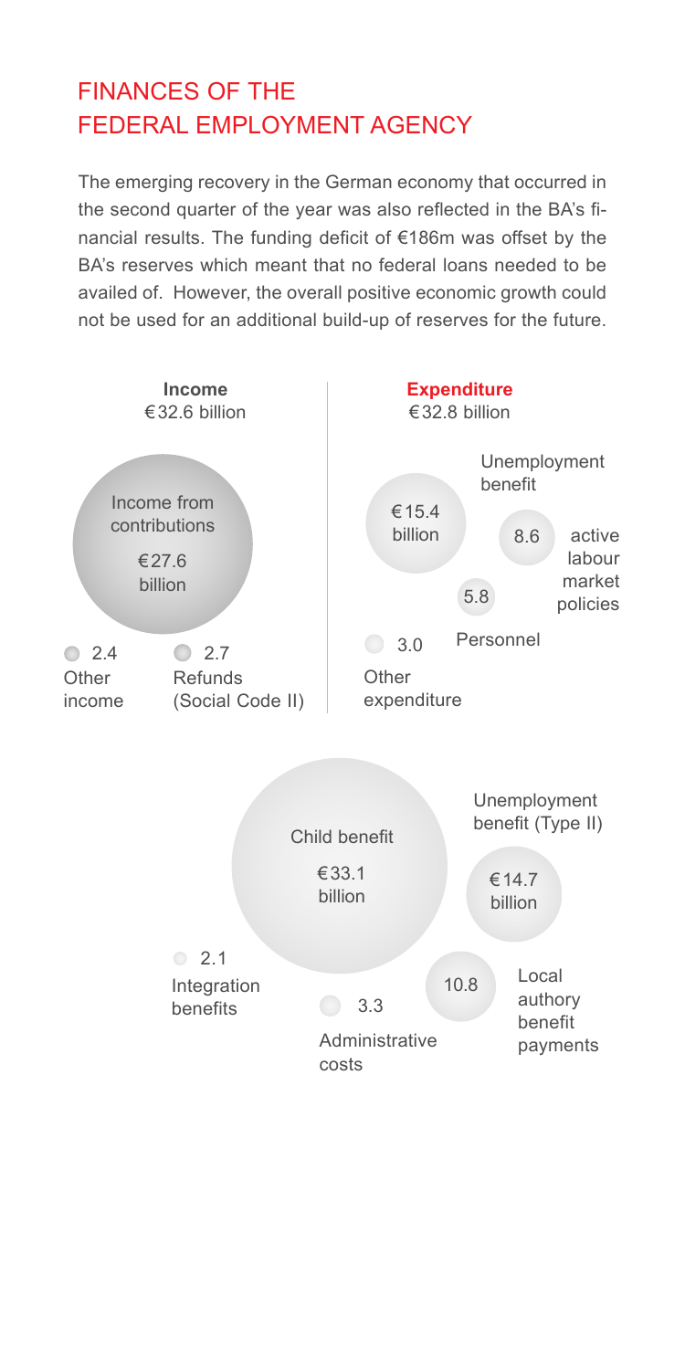# FINANCES OF THE FEDERAL EMPLOYMENT AGENCY

The emerging recovery in the German economy that occurred in the second quarter of the year was also reflected in the BA's financial results. The funding deficit of €186m was offset by the BA's reserves which meant that no federal loans needed to be availed of. However, the overall positive economic growth could not be used for an additional build-up of reserves for the future.

**Income**
€32.6 billion

Income from contributions
€27.6 billion

2.4 Other income

2.7 Refunds (Social Code II)

**Expenditure**
€32.8 billion

Unemployment benefit
€15.4 billion

8.6 active labour market policies

5.8 Personnel

3.0 Other expenditure

Child benefit
€33.1 billion

Unemployment benefit (Type II)
€14.7 billion

2.1 Integration benefits

3.3 Administrative costs

10.8 Local authory benefit payments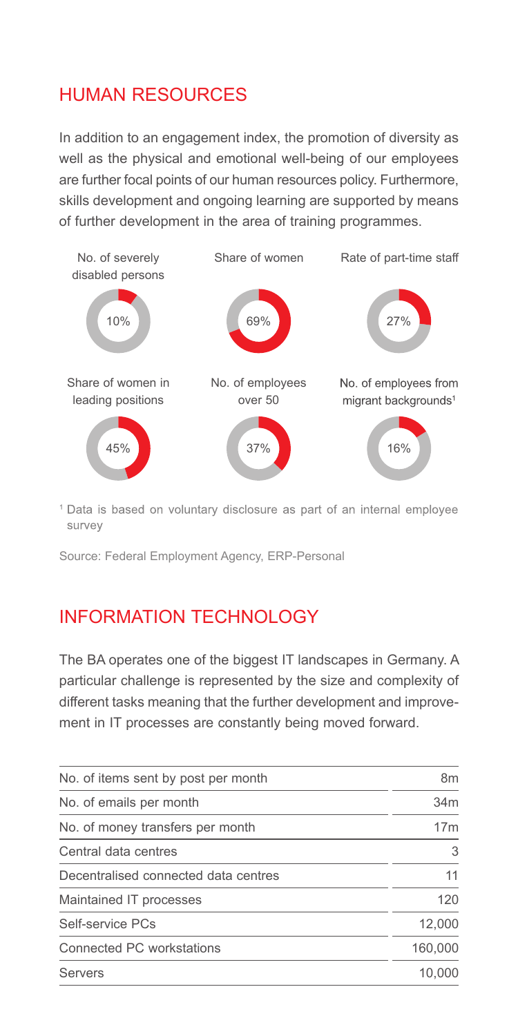## HUMAN RESOURCES

In addition to an engagement index, the promotion of diversity as well as the physical and emotional well-being of our employees are further focal points of our human resources policy. Furthermore, skills development and ongoing learning are supported by means of further development in the area of training programmes.

| Indicator | Value |
|---|---|
| No. of severely disabled persons | 10% |
| Share of women | 69% |
| Rate of part-time staff | 27% |
| Share of women in leading positions | 45% |
| No. of employees over 50 | 37% |
| No. of employees from migrant backgrounds[1] | 16% |

[1] Data is based on voluntary disclosure as part of an internal employee survey

Source: Federal Employment Agency, ERP-Personal

## INFORMATION TECHNOLOGY

The BA operates one of the biggest IT landscapes in Germany. A particular challenge is represented by the size and complexity of different tasks meaning that the further development and improvement in IT processes are constantly being moved forward.

| | |
|---|---|
| No. of items sent by post per month | 8m |
| No. of emails per month | 34m |
| No. of money transfers per month | 17m |
| Central data centres | 3 |
| Decentralised connected data centres | 11 |
| Maintained IT processes | 120 |
| Self-service PCs | 12,000 |
| Connected PC workstations | 160,000 |
| Servers | 10,000 |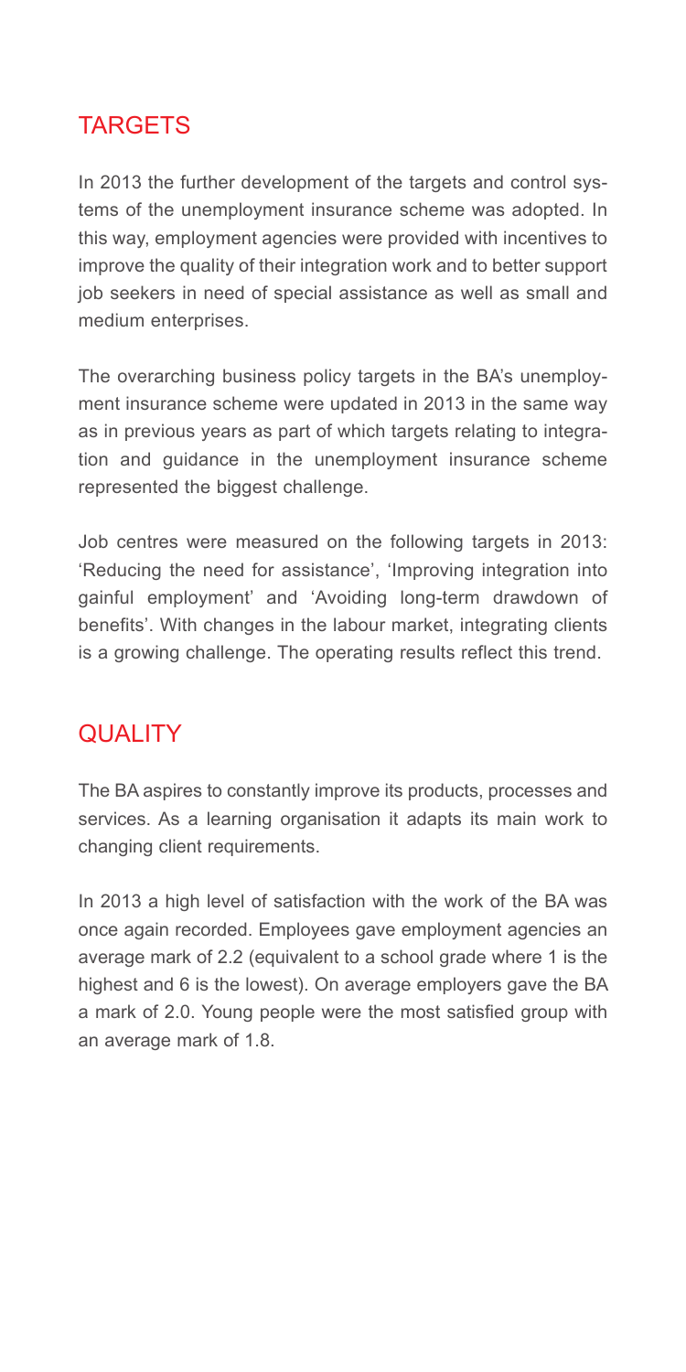## TARGETS

In 2013 the further development of the targets and control systems of the unemployment insurance scheme was adopted. In this way, employment agencies were provided with incentives to improve the quality of their integration work and to better support job seekers in need of special assistance as well as small and medium enterprises.

The overarching business policy targets in the BA's unemployment insurance scheme were updated in 2013 in the same way as in previous years as part of which targets relating to integration and guidance in the unemployment insurance scheme represented the biggest challenge.

Job centres were measured on the following targets in 2013: 'Reducing the need for assistance', 'Improving integration into gainful employment' and 'Avoiding long-term drawdown of benefits'. With changes in the labour market, integrating clients is a growing challenge. The operating results reflect this trend.

## QUALITY

The BA aspires to constantly improve its products, processes and services. As a learning organisation it adapts its main work to changing client requirements.

In 2013 a high level of satisfaction with the work of the BA was once again recorded. Employees gave employment agencies an average mark of 2.2 (equivalent to a school grade where 1 is the highest and 6 is the lowest). On average employers gave the BA a mark of 2.0. Young people were the most satisfied group with an average mark of 1.8.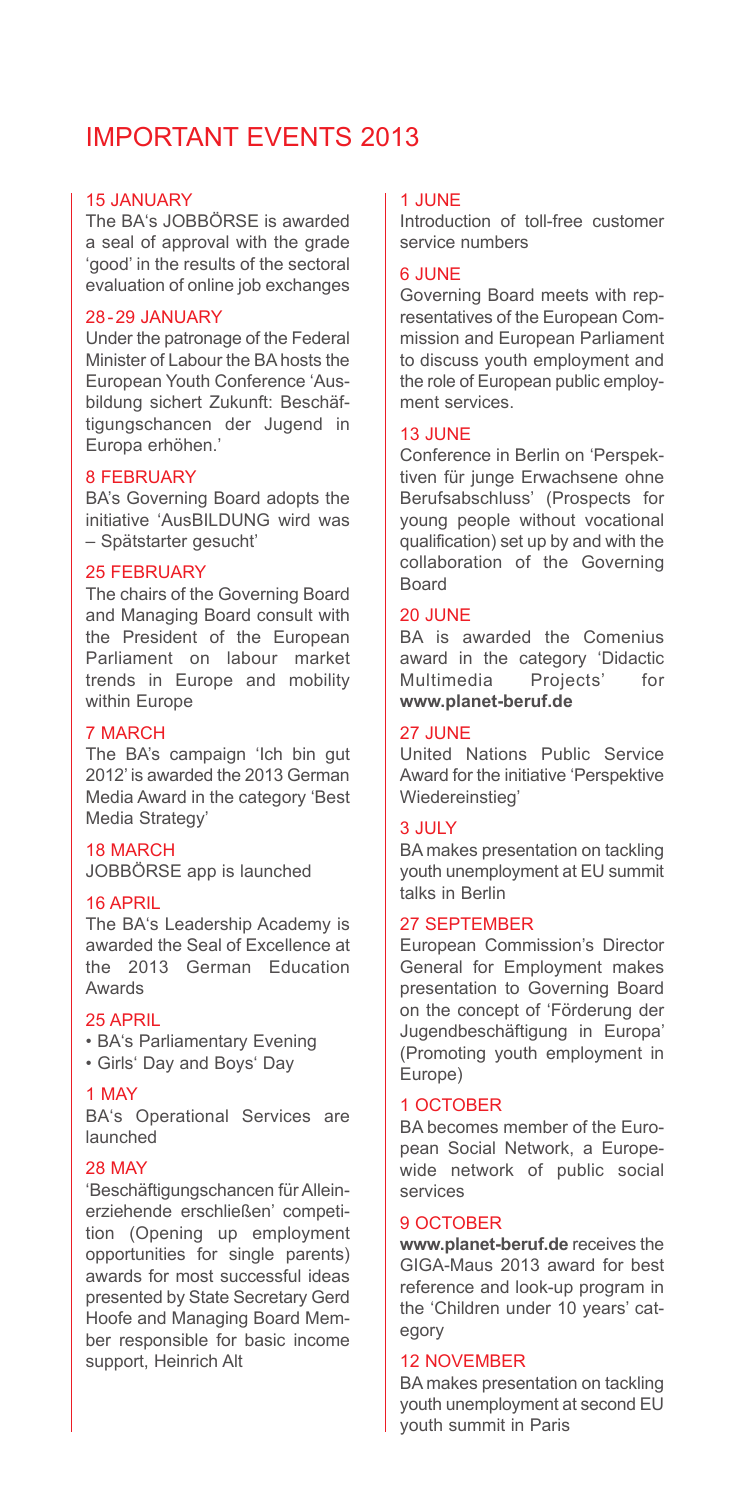# IMPORTANT EVENTS 2013

### 15 JANUARY

The BA's JOBBÖRSE is awarded a seal of approval with the grade 'good' in the results of the sectoral evaluation of online job exchanges

### 28-29 JANUARY

Under the patronage of the Federal Minister of Labour the BA hosts the European Youth Conference 'Ausbildung sichert Zukunft: Beschäftigungschancen der Jugend in Europa erhöhen.'

### 8 FEBRUARY

BA's Governing Board adopts the initiative 'AusBILDUNG wird was – Spätstarter gesucht'

### 25 FEBRUARY

The chairs of the Governing Board and Managing Board consult with the President of the European Parliament on labour market trends in Europe and mobility within Europe

### 7 MARCH

The BA's campaign 'Ich bin gut 2012' is awarded the 2013 German Media Award in the category 'Best Media Strategy'

### 18 MARCH

JOBBÖRSE app is launched

### 16 APRIL

The BA's Leadership Academy is awarded the Seal of Excellence at the 2013 German Education Awards

### 25 APRIL

- BA's Parliamentary Evening
- Girls' Day and Boys' Day

### 1 MAY

BA's Operational Services are launched

### 28 MAY

'Beschäftigungschancen für Alleinerziehende erschließen' competition (Opening up employment opportunities for single parents) awards for most successful ideas presented by State Secretary Gerd Hoofe and Managing Board Member responsible for basic income support, Heinrich Alt

### 1 JUNE

Introduction of toll-free customer service numbers

### 6 JUNE

Governing Board meets with representatives of the European Commission and European Parliament to discuss youth employment and the role of European public employment services.

### 13 JUNE

Conference in Berlin on 'Perspektiven für junge Erwachsene ohne Berufsabschluss' (Prospects for young people without vocational qualification) set up by and with the collaboration of the Governing Board

### 20 JUNE

BA is awarded the Comenius award in the category 'Didactic Multimedia Projects' for **www.planet-beruf.de**

### 27 JUNE

United Nations Public Service Award for the initiative 'Perspektive Wiedereinstieg'

### 3 JULY

BA makes presentation on tackling youth unemployment at EU summit talks in Berlin

### 27 SEPTEMBER

European Commission's Director General for Employment makes presentation to Governing Board on the concept of 'Förderung der Jugendbeschäftigung in Europa' (Promoting youth employment in Europe)

### 1 OCTOBER

BA becomes member of the European Social Network, a Europewide network of public social services

### 9 OCTOBER

**www.planet-beruf.de** receives the GIGA-Maus 2013 award for best reference and look-up program in the 'Children under 10 years' category

### 12 NOVEMBER

BA makes presentation on tackling youth unemployment at second EU youth summit in Paris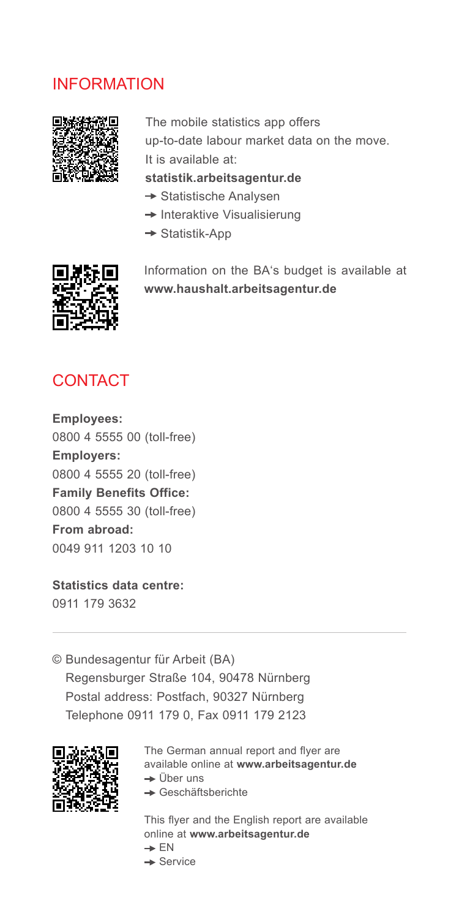## INFORMATION

The mobile statistics app offers up-to-date labour market data on the move. It is available at:
**statistik.arbeitsagentur.de**
→ Statistische Analysen
→ Interaktive Visualisierung
→ Statistik-App

Information on the BA's budget is available at **www.haushalt.arbeitsagentur.de**

## CONTACT

**Employees:**
0800 4 5555 00 (toll-free)
**Employers:**
0800 4 5555 20 (toll-free)
**Family Benefits Office:**
0800 4 5555 30 (toll-free)
**From abroad:**
0049 911 1203 10 10

**Statistics data centre:**
0911 179 3632

---

© Bundesagentur für Arbeit (BA)
Regensburger Straße 104, 90478 Nürnberg
Postal address: Postfach, 90327 Nürnberg
Telephone 0911 179 0, Fax 0911 179 2123

The German annual report and flyer are available online at **www.arbeitsagentur.de**
→ Über uns
→ Geschäftsberichte

This flyer and the English report are available online at **www.arbeitsagentur.de**
→ EN
→ Service